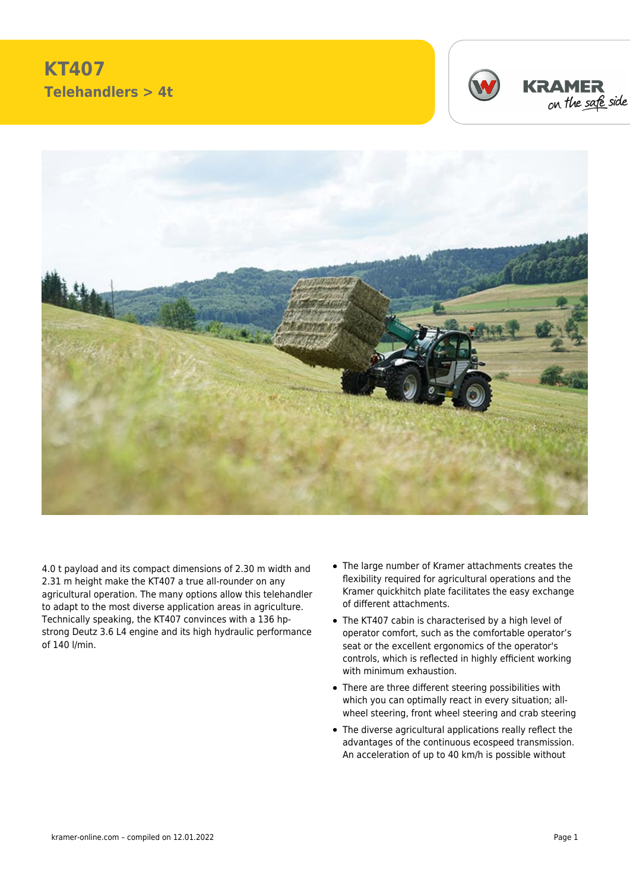# KT407

## Telehandlers > 4t

4.0 t payload and its compact dimensions of 2.30 m width and 2.31 m height make the KT407 a true all-rounder on any agricultural operation. The many options allow this telehandler to adapt to the most diverse application areas in agriculture. Technically speaking, the KT407 convinces with a 136 hp-strong Deutz 3.6 L4 engine and its high hydraulic performance of 140 l/min.

- The large number of Kramer attachments creates the flexibility required for agricultural operations and the Kramer quickhitch plate facilitates the easy exchange of different attachments.
- The KT407 cabin is characterised by a high level of operator comfort, such as the comfortable operator's seat or the excellent ergonomics of the operator's controls, which is reflected in highly efficient working with minimum exhaustion.
- There are three different steering possibilities with which you can optimally react in every situation; all-wheel steering, front wheel steering and crab steering
- The diverse agricultural applications really reflect the advantages of the continuous ecospeed transmission. An acceleration of up to 40 km/h is possible without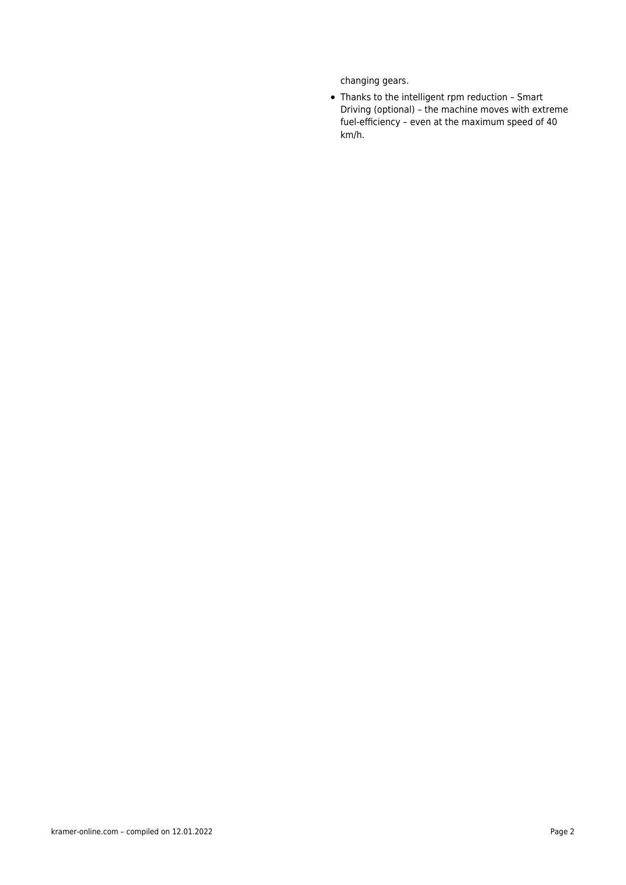changing gears.

- Thanks to the intelligent rpm reduction – Smart Driving (optional) – the machine moves with extreme fuel-efficiency – even at the maximum speed of 40 km/h.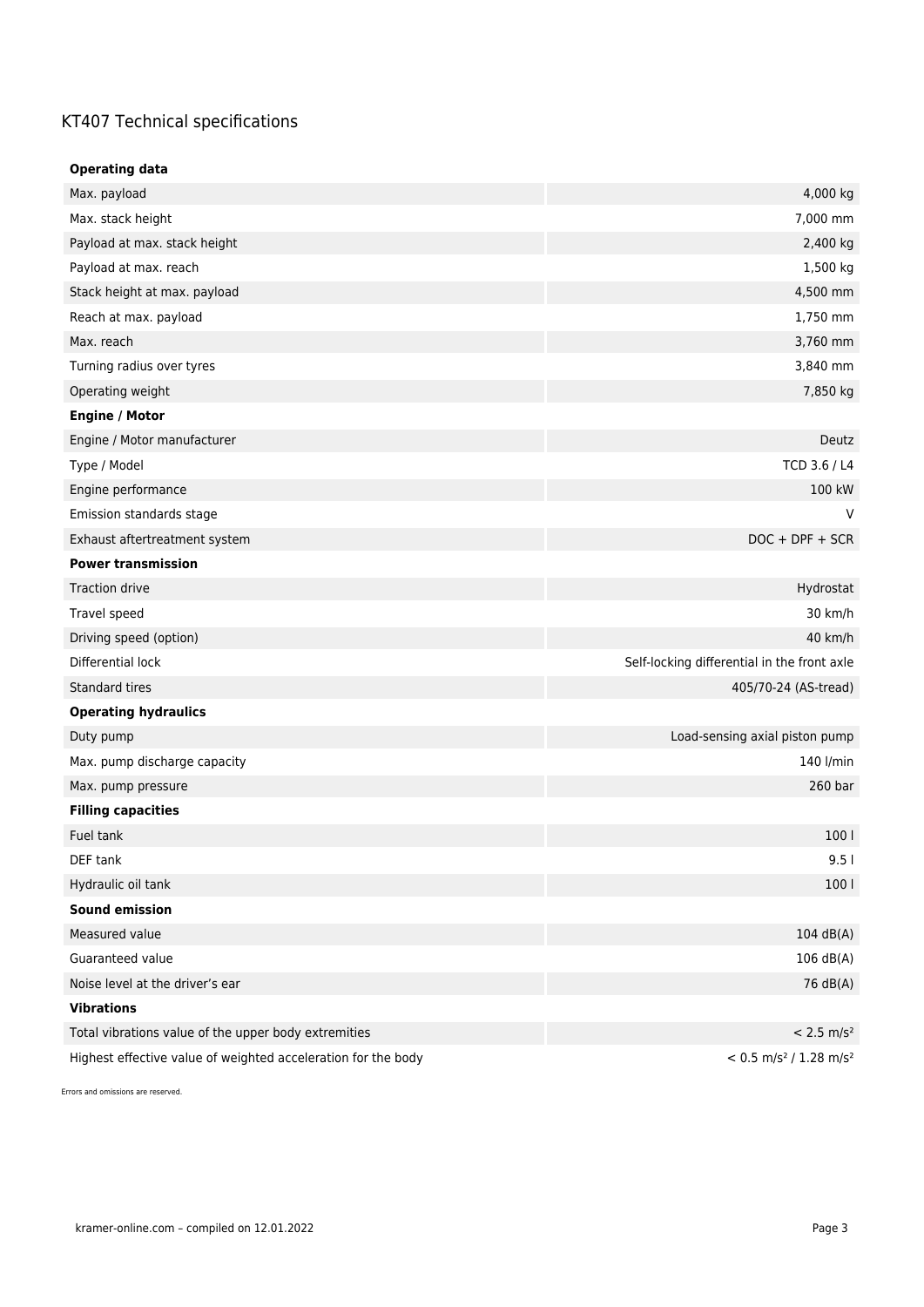# KT407 Technical specifications

| **Operating data** | |
| --- | --- |
| Max. payload | 4,000 kg |
| Max. stack height | 7,000 mm |
| Payload at max. stack height | 2,400 kg |
| Payload at max. reach | 1,500 kg |
| Stack height at max. payload | 4,500 mm |
| Reach at max. payload | 1,750 mm |
| Max. reach | 3,760 mm |
| Turning radius over tyres | 3,840 mm |
| Operating weight | 7,850 kg |
| **Engine / Motor** | |
| Engine / Motor manufacturer | Deutz |
| Type / Model | TCD 3.6 / L4 |
| Engine performance | 100 kW |
| Emission standards stage | V |
| Exhaust aftertreatment system | DOC + DPF + SCR |
| **Power transmission** | |
| Traction drive | Hydrostat |
| Travel speed | 30 km/h |
| Driving speed (option) | 40 km/h |
| Differential lock | Self-locking differential in the front axle |
| Standard tires | 405/70-24 (AS-tread) |
| **Operating hydraulics** | |
| Duty pump | Load-sensing axial piston pump |
| Max. pump discharge capacity | 140 l/min |
| Max. pump pressure | 260 bar |
| **Filling capacities** | |
| Fuel tank | 100 l |
| DEF tank | 9.5 l |
| Hydraulic oil tank | 100 l |
| **Sound emission** | |
| Measured value | 104 dB(A) |
| Guaranteed value | 106 dB(A) |
| Noise level at the driver's ear | 76 dB(A) |
| **Vibrations** | |
| Total vibrations value of the upper body extremities | $< 2.5$ m/s² |
| Highest effective value of weighted acceleration for the body | $< 0.5$ m/s² / 1.28 m/s² |

Errors and omissions are reserved.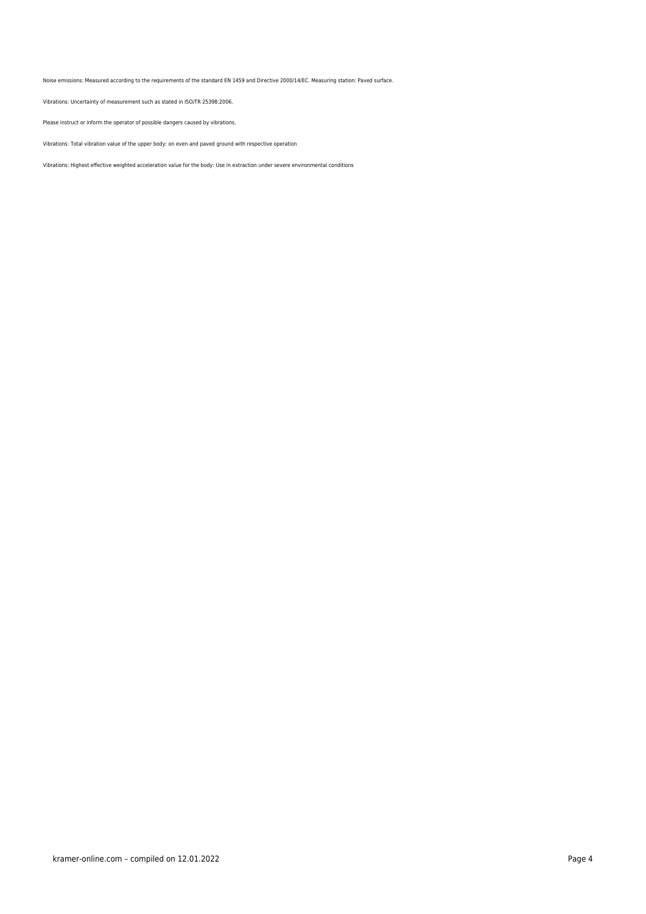Noise emissions: Measured according to the requirements of the standard EN 1459 and Directive 2000/14/EC. Measuring station: Paved surface.

Vibrations: Uncertainty of measurement such as stated in ISO/TR 25398:2006.

Please instruct or inform the operator of possible dangers caused by vibrations.

Vibrations: Total vibration value of the upper body: on even and paved ground with respective operation

Vibrations: Highest effective weighted acceleration value for the body: Use in extraction under severe environmental conditions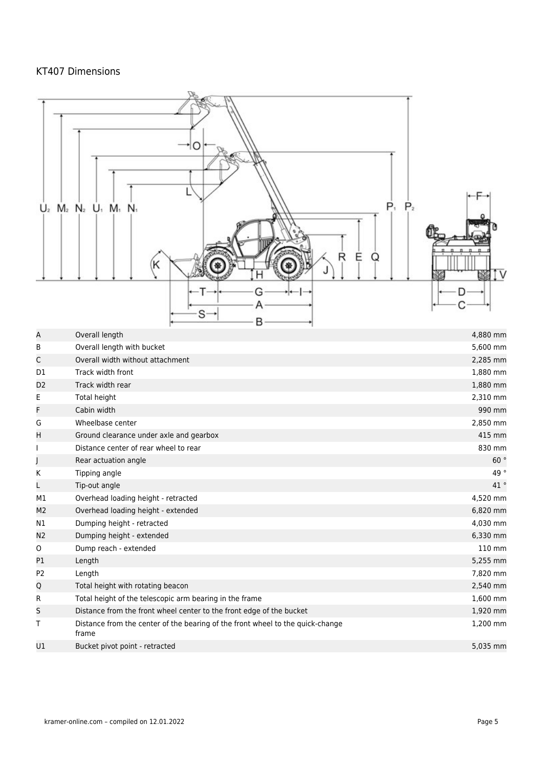# KT407 Dimensions

| | | |
|---|---|---|
| A | Overall length | 4,880 mm |
| B | Overall length with bucket | 5,600 mm |
| C | Overall width without attachment | 2,285 mm |
| D1 | Track width front | 1,880 mm |
| D2 | Track width rear | 1,880 mm |
| E | Total height | 2,310 mm |
| F | Cabin width | 990 mm |
| G | Wheelbase center | 2,850 mm |
| H | Ground clearance under axle and gearbox | 415 mm |
| I | Distance center of rear wheel to rear | 830 mm |
| J | Rear actuation angle | 60 ° |
| K | Tipping angle | 49 ° |
| L | Tip-out angle | 41 ° |
| M1 | Overhead loading height - retracted | 4,520 mm |
| M2 | Overhead loading height - extended | 6,820 mm |
| N1 | Dumping height - retracted | 4,030 mm |
| N2 | Dumping height - extended | 6,330 mm |
| O | Dump reach - extended | 110 mm |
| P1 | Length | 5,255 mm |
| P2 | Length | 7,820 mm |
| Q | Total height with rotating beacon | 2,540 mm |
| R | Total height of the telescopic arm bearing in the frame | 1,600 mm |
| S | Distance from the front wheel center to the front edge of the bucket | 1,920 mm |
| T | Distance from the center of the bearing of the front wheel to the quick-change frame | 1,200 mm |
| U1 | Bucket pivot point - retracted | 5,035 mm |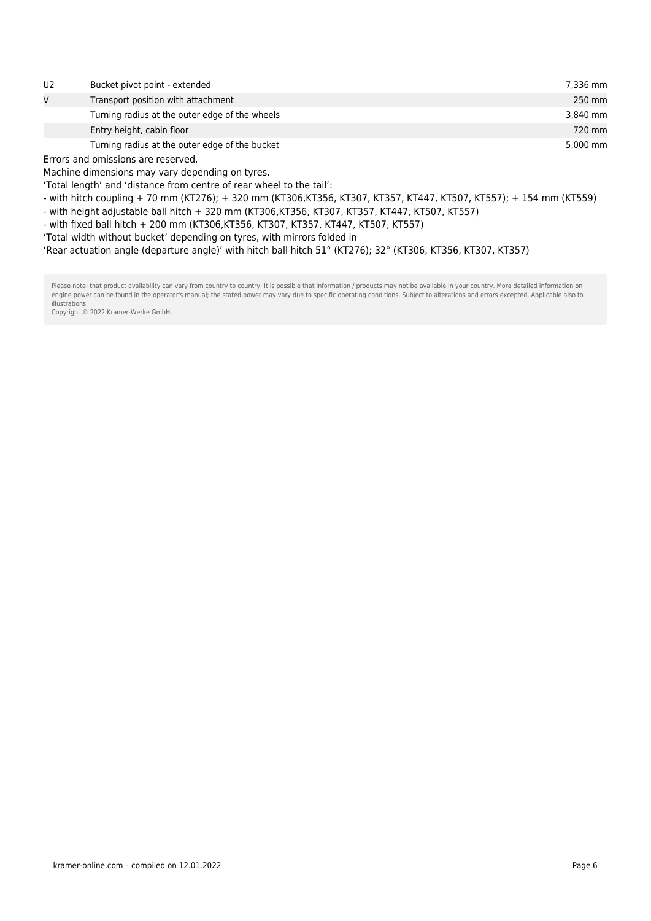| | | |
|---|---|---|
| U2 | Bucket pivot point - extended | 7,336 mm |
| V | Transport position with attachment | 250 mm |
| | Turning radius at the outer edge of the wheels | 3,840 mm |
| | Entry height, cabin floor | 720 mm |
| | Turning radius at the outer edge of the bucket | 5,000 mm |

Errors and omissions are reserved.

Machine dimensions may vary depending on tyres.

'Total length' and 'distance from centre of rear wheel to the tail':

- with hitch coupling + 70 mm (KT276); + 320 mm (KT306,KT356, KT307, KT357, KT447, KT507, KT557); + 154 mm (KT559)
- with height adjustable ball hitch + 320 mm (KT306,KT356, KT307, KT357, KT447, KT507, KT557)
- with fixed ball hitch + 200 mm (KT306,KT356, KT307, KT357, KT447, KT507, KT557)

'Total width without bucket' depending on tyres, with mirrors folded in

'Rear actuation angle (departure angle)' with hitch ball hitch 51° (KT276); 32° (KT306, KT356, KT307, KT357)

Please note: that product availability can vary from country to country. It is possible that information / products may not be available in your country. More detailed information on engine power can be found in the operator's manual; the stated power may vary due to specific operating conditions. Subject to alterations and errors excepted. Applicable also to illustrations.
Copyright © 2022 Kramer-Werke GmbH.